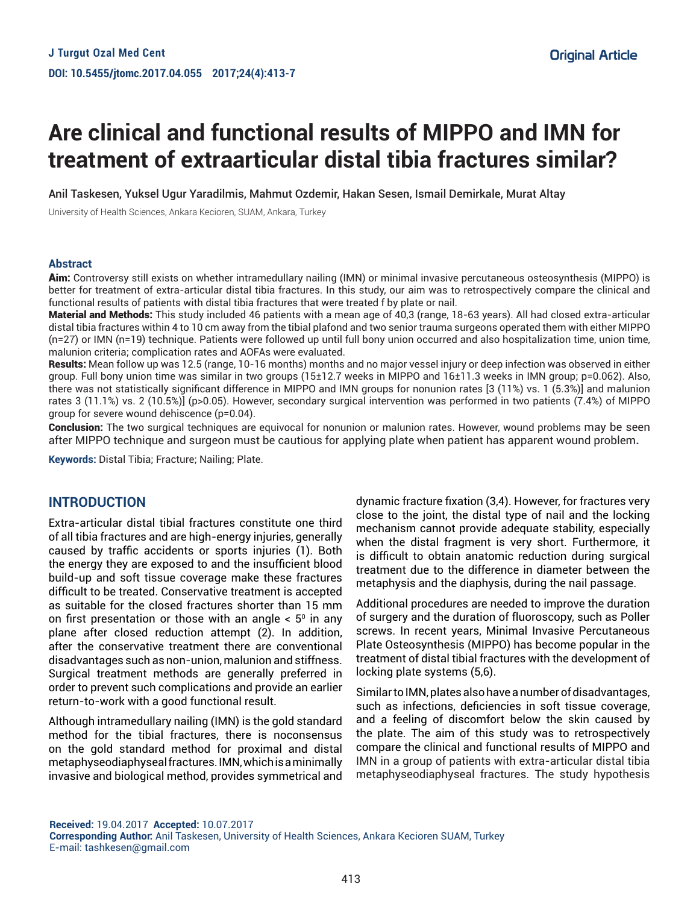Original Article

# Are clinical and functional results of MIPPO and IMN for treatment of extraarticular distal tibia fractures similar?

Anil Taskesen, Yuksel Ugur Yaradilmis, Mahmut Ozdemir, Hakan Sesen, Ismail Demirkale, Murat Altay

University of Health Sciences, Ankara Kecioren, SUAM, Ankara, Turkey

## Abstract

**Aim:** Controversy still exists on whether intramedullary nailing (IMN) or minimal invasive percutaneous osteosynthesis (MIPPO) is better for treatment of extra-articular distal tibia fractures. In this study, our aim was to retrospectively compare the clinical and functional results of patients with distal tibia fractures that were treated f by plate or nail.

**Material and Methods:** This study included 46 patients with a mean age of 40,3 (range, 18-63 years). All had closed extra-articular distal tibia fractures within 4 to 10 cm away from the tibial plafond and two senior trauma surgeons operated them with either MIPPO (n=27) or IMN (n=19) technique. Patients were followed up until full bony union occurred and also hospitalization time, union time, malunion criteria; complication rates and AOFAs were evaluated.

**Results:** Mean follow up was 12.5 (range, 10-16 months) months and no major vessel injury or deep infection was observed in either group. Full bony union time was similar in two groups (15±12.7 weeks in MIPPO and 16±11.3 weeks in IMN group; p=0.062). Also, there was not statistically significant difference in MIPPO and IMN groups for nonunion rates [3 (11%) vs. 1 (5.3%)] and malunion rates 3 (11.1%) vs. 2 (10.5%)] (p>0.05). However, secondary surgical intervention was performed in two patients (7.4%) of MIPPO group for severe wound dehiscence (p=0.04).

**Conclusion:** The two surgical techniques are equivocal for nonunion or malunion rates. However, wound problems may be seen after MIPPO technique and surgeon must be cautious for applying plate when patient has apparent wound problem.

**Keywords:** Distal Tibia; Fracture; Nailing; Plate.

## INTRODUCTION

Extra-articular distal tibial fractures constitute one third of all tibia fractures and are high-energy injuries, generally caused by traffic accidents or sports injuries (1). Both the energy they are exposed to and the insufficient blood build-up and soft tissue coverage make these fractures difficult to be treated. Conservative treatment is accepted as suitable for the closed fractures shorter than 15 mm on first presentation or those with an angle < $5^0$ in any plane after closed reduction attempt (2). In addition, after the conservative treatment there are conventional disadvantages such as non-union, malunion and stiffness. Surgical treatment methods are generally preferred in order to prevent such complications and provide an earlier return-to-work with a good functional result.

Although intramedullary nailing (IMN) is the gold standard method for the tibial fractures, there is noconsensus on the gold standard method for proximal and distal metaphyseodiaphyseal fractures. IMN, which is a minimally invasive and biological method, provides symmetrical and dynamic fracture fixation (3,4). However, for fractures very close to the joint, the distal type of nail and the locking mechanism cannot provide adequate stability, especially when the distal fragment is very short. Furthermore, it is difficult to obtain anatomic reduction during surgical treatment due to the difference in diameter between the metaphysis and the diaphysis, during the nail passage.

Additional procedures are needed to improve the duration of surgery and the duration of fluoroscopy, such as Poller screws. In recent years, Minimal Invasive Percutaneous Plate Osteosynthesis (MIPPO) has become popular in the treatment of distal tibial fractures with the development of locking plate systems (5,6).

Similar to IMN, plates also have a number of disadvantages, such as infections, deficiencies in soft tissue coverage, and a feeling of discomfort below the skin caused by the plate. The aim of this study was to retrospectively compare the clinical and functional results of MIPPO and IMN in a group of patients with extra-articular distal tibia metaphyseodiaphyseal fractures. The study hypothesis

**Received:** 19.04.2017 **Accepted:** 10.07.2017
**Corresponding Author:** Anil Taskesen, University of Health Sciences, Ankara Kecioren SUAM, Turkey
E-mail: tashkesen@gmail.com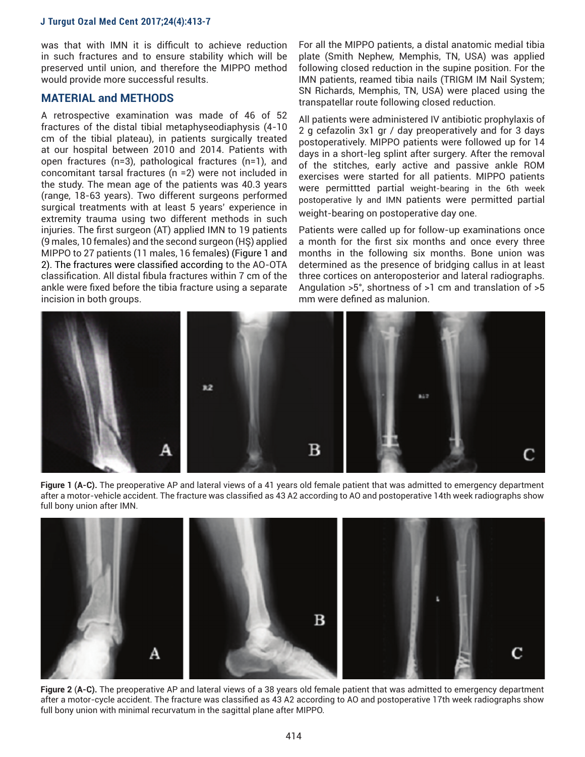was that with IMN it is difficult to achieve reduction in such fractures and to ensure stability which will be preserved until union, and therefore the MIPPO method would provide more successful results.

## MATERIAL and METHODS

A retrospective examination was made of 46 of 52 fractures of the distal tibial metaphyseodiaphysis (4-10 cm of the tibial plateau), in patients surgically treated at our hospital between 2010 and 2014. Patients with open fractures (n=3), pathological fractures (n=1), and concomitant tarsal fractures (n =2) were not included in the study. The mean age of the patients was 40.3 years (range, 18-63 years). Two different surgeons performed surgical treatments with at least 5 years' experience in extremity trauma using two different methods in such injuries. The first surgeon (AT) applied IMN to 19 patients (9 males, 10 females) and the second surgeon (HŞ) applied MIPPO to 27 patients (11 males, 16 females) (Figure 1 and 2). The fractures were classified according to the AO-OTA classification. All distal fibula fractures within 7 cm of the ankle were fixed before the tibia fracture using a separate incision in both groups.

For all the MIPPO patients, a distal anatomic medial tibia plate (Smith Nephew, Memphis, TN, USA) was applied following closed reduction in the supine position. For the IMN patients, reamed tibia nails (TRIGM IM Nail System; SN Richards, Memphis, TN, USA) were placed using the transpatellar route following closed reduction.

All patients were administered IV antibiotic prophylaxis of 2 g cefazolin 3x1 gr / day preoperatively and for 3 days postoperatively. MIPPO patients were followed up for 14 days in a short-leg splint after surgery. After the removal of the stitches, early active and passive ankle ROM exercises were started for all patients. MIPPO patients were permittted partial weight-bearing in the 6th week postoperative ly and IMN patients were permitted partial weight-bearing on postoperative day one.

Patients were called up for follow-up examinations once a month for the first six months and once every three months in the following six months. Bone union was determined as the presence of bridging callus in at least three cortices on anteroposterior and lateral radiographs. Angulation >5°, shortness of >1 cm and translation of >5 mm were defined as malunion.

**Figure 1 (A-C).** The preoperative AP and lateral views of a 41 years old female patient that was admitted to emergency department after a motor-vehicle accident. The fracture was classified as 43 A2 according to AO and postoperative 14th week radiographs show full bony union after IMN.

**Figure 2 (A-C).** The preoperative AP and lateral views of a 38 years old female patient that was admitted to emergency department after a motor-cycle accident. The fracture was classified as 43 A2 according to AO and postoperative 17th week radiographs show full bony union with minimal recurvatum in the sagittal plane after MIPPO.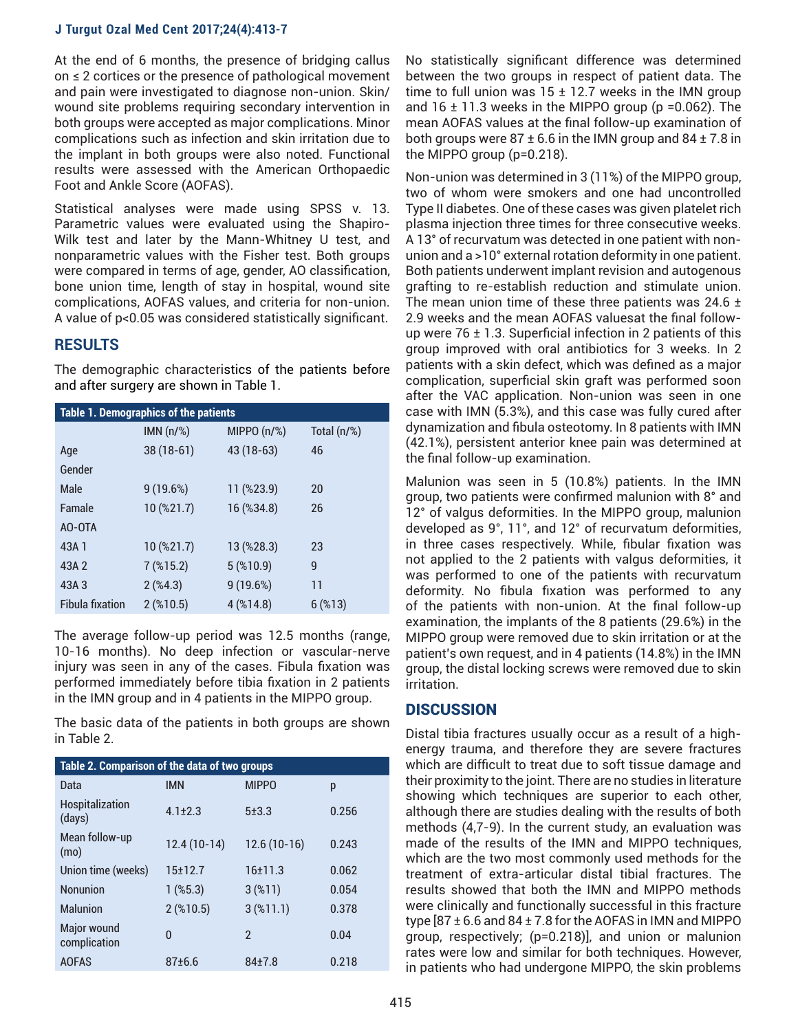At the end of 6 months, the presence of bridging callus on ≤ 2 cortices or the presence of pathological movement and pain were investigated to diagnose non-union. Skin/wound site problems requiring secondary intervention in both groups were accepted as major complications. Minor complications such as infection and skin irritation due to the implant in both groups were also noted. Functional results were assessed with the American Orthopaedic Foot and Ankle Score (AOFAS).

Statistical analyses were made using SPSS v. 13. Parametric values were evaluated using the Shapiro-Wilk test and later by the Mann-Whitney U test, and nonparametric values with the Fisher test. Both groups were compared in terms of age, gender, AO classification, bone union time, length of stay in hospital, wound site complications, AOFAS values, and criteria for non-union. A value of p<0.05 was considered statistically significant.

## RESULTS

The demographic characteristics of the patients before and after surgery are shown in Table 1.

**Table 1. Demographics of the patients**

| | IMN (n/%) | MIPPO (n/%) | Total (n/%) |
|---|---|---|---|
| Age | 38 (18-61) | 43 (18-63) | 46 |
| Gender | | | |
| Male | 9 (19.6%) | 11 (%23.9) | 20 |
| Famale | 10 (%21.7) | 16 (%34.8) | 26 |
| AO-OTA | | | |
| 43A 1 | 10 (%21.7) | 13 (%28.3) | 23 |
| 43A 2 | 7 (%15.2) | 5 (%10.9) | 9 |
| 43A 3 | 2 (%4.3) | 9 (19.6%) | 11 |
| Fibula fixation | 2 (%10.5) | 4 (%14.8) | 6 (%13) |

The average follow-up period was 12.5 months (range, 10-16 months). No deep infection or vascular-nerve injury was seen in any of the cases. Fibula fixation was performed immediately before tibia fixation in 2 patients in the IMN group and in 4 patients in the MIPPO group.

The basic data of the patients in both groups are shown in Table 2.

**Table 2. Comparison of the data of two groups**

| Data | IMN | MIPPO | p |
|---|---|---|---|
| Hospitalization (days) | 4.1±2.3 | 5±3.3 | 0.256 |
| Mean follow-up (mo) | 12.4 (10-14) | 12.6 (10-16) | 0.243 |
| Union time (weeks) | 15±12.7 | 16±11.3 | 0.062 |
| Nonunion | 1 (%5.3) | 3 (%11) | 0.054 |
| Malunion | 2 (%10.5) | 3 (%11.1) | 0.378 |
| Major wound complication | 0 | 2 | 0.04 |
| AOFAS | 87±6.6 | 84±7.8 | 0.218 |

No statistically significant difference was determined between the two groups in respect of patient data. The time to full union was 15 ± 12.7 weeks in the IMN group and 16 ± 11.3 weeks in the MIPPO group (p =0.062). The mean AOFAS values at the final follow-up examination of both groups were 87 ± 6.6 in the IMN group and 84 ± 7.8 in the MIPPO group (p=0.218).

Non-union was determined in 3 (11%) of the MIPPO group, two of whom were smokers and one had uncontrolled Type II diabetes. One of these cases was given platelet rich plasma injection three times for three consecutive weeks. A 13° of recurvatum was detected in one patient with non-union and a >10° external rotation deformity in one patient. Both patients underwent implant revision and autogenous grafting to re-establish reduction and stimulate union. The mean union time of these three patients was 24.6 ± 2.9 weeks and the mean AOFAS valuesat the final follow-up were 76 ± 1.3. Superficial infection in 2 patients of this group improved with oral antibiotics for 3 weeks. In 2 patients with a skin defect, which was defined as a major complication, superficial skin graft was performed soon after the VAC application. Non-union was seen in one case with IMN (5.3%), and this case was fully cured after dynamization and fibula osteotomy. In 8 patients with IMN (42.1%), persistent anterior knee pain was determined at the final follow-up examination.

Malunion was seen in 5 (10.8%) patients. In the IMN group, two patients were confirmed malunion with 8° and 12° of valgus deformities. In the MIPPO group, malunion developed as 9°, 11°, and 12° of recurvatum deformities, in three cases respectively. While, fibular fixation was not applied to the 2 patients with valgus deformities, it was performed to one of the patients with recurvatum deformity. No fibula fixation was performed to any of the patients with non-union. At the final follow-up examination, the implants of the 8 patients (29.6%) in the MIPPO group were removed due to skin irritation or at the patient's own request, and in 4 patients (14.8%) in the IMN group, the distal locking screws were removed due to skin irritation.

## DISCUSSION

Distal tibia fractures usually occur as a result of a high-energy trauma, and therefore they are severe fractures which are difficult to treat due to soft tissue damage and their proximity to the joint. There are no studies in literature showing which techniques are superior to each other, although there are studies dealing with the results of both methods (4,7-9). In the current study, an evaluation was made of the results of the IMN and MIPPO techniques, which are the two most commonly used methods for the treatment of extra-articular distal tibial fractures. The results showed that both the IMN and MIPPO methods were clinically and functionally successful in this fracture type [87 ± 6.6 and 84 ± 7.8 for the AOFAS in IMN and MIPPO group, respectively; (p=0.218)], and union or malunion rates were low and similar for both techniques. However, in patients who had undergone MIPPO, the skin problems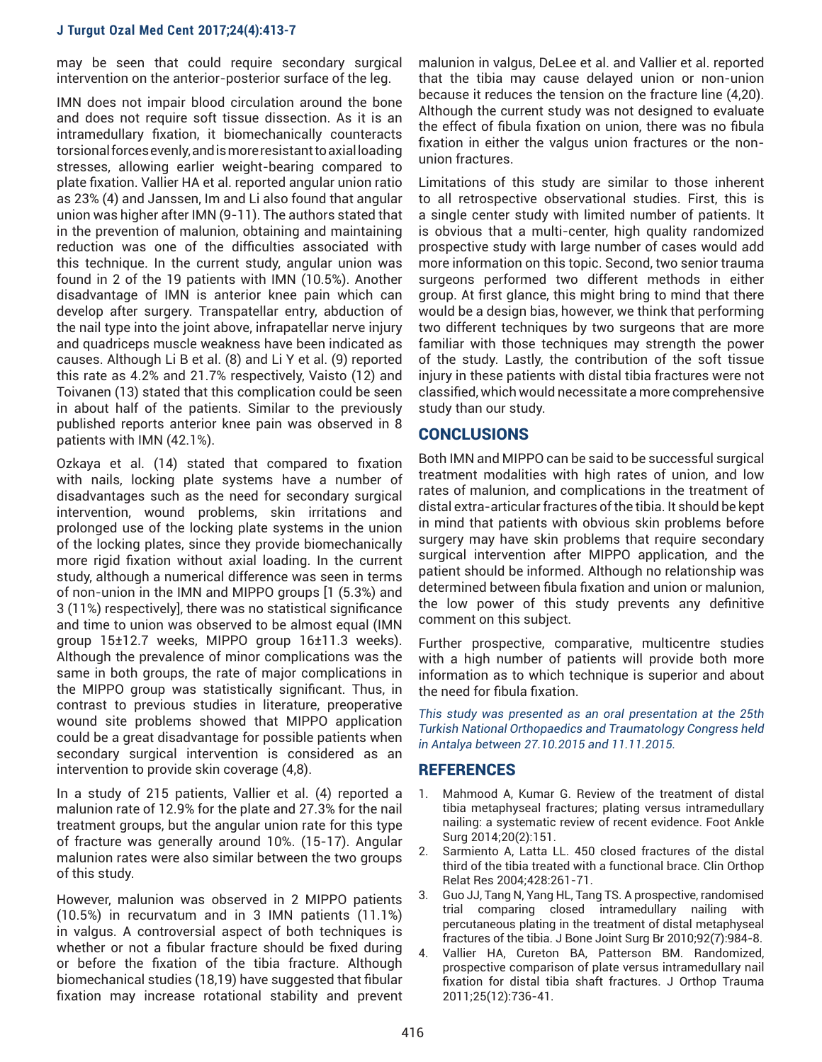may be seen that could require secondary surgical intervention on the anterior-posterior surface of the leg.

IMN does not impair blood circulation around the bone and does not require soft tissue dissection. As it is an intramedullary fixation, it biomechanically counteracts torsional forces evenly, and is more resistant to axial loading stresses, allowing earlier weight-bearing compared to plate fixation. Vallier HA et al. reported angular union ratio as 23% (4) and Janssen, Im and Li also found that angular union was higher after IMN (9-11). The authors stated that in the prevention of malunion, obtaining and maintaining reduction was one of the difficulties associated with this technique. In the current study, angular union was found in 2 of the 19 patients with IMN (10.5%). Another disadvantage of IMN is anterior knee pain which can develop after surgery. Transpatellar entry, abduction of the nail type into the joint above, infrapatellar nerve injury and quadriceps muscle weakness have been indicated as causes. Although Li B et al. (8) and Li Y et al. (9) reported this rate as 4.2% and 21.7% respectively, Vaisto (12) and Toivanen (13) stated that this complication could be seen in about half of the patients. Similar to the previously published reports anterior knee pain was observed in 8 patients with IMN (42.1%).

Ozkaya et al. (14) stated that compared to fixation with nails, locking plate systems have a number of disadvantages such as the need for secondary surgical intervention, wound problems, skin irritations and prolonged use of the locking plate systems in the union of the locking plates, since they provide biomechanically more rigid fixation without axial loading. In the current study, although a numerical difference was seen in terms of non-union in the IMN and MIPPO groups [1 (5.3%) and 3 (11%) respectively], there was no statistical significance and time to union was observed to be almost equal (IMN group 15±12.7 weeks, MIPPO group 16±11.3 weeks). Although the prevalence of minor complications was the same in both groups, the rate of major complications in the MIPPO group was statistically significant. Thus, in contrast to previous studies in literature, preoperative wound site problems showed that MIPPO application could be a great disadvantage for possible patients when secondary surgical intervention is considered as an intervention to provide skin coverage (4,8).

In a study of 215 patients, Vallier et al. (4) reported a malunion rate of 12.9% for the plate and 27.3% for the nail treatment groups, but the angular union rate for this type of fracture was generally around 10%. (15-17). Angular malunion rates were also similar between the two groups of this study.

However, malunion was observed in 2 MIPPO patients (10.5%) in recurvatum and in 3 IMN patients (11.1%) in valgus. A controversial aspect of both techniques is whether or not a fibular fracture should be fixed during or before the fixation of the tibia fracture. Although biomechanical studies (18,19) have suggested that fibular fixation may increase rotational stability and prevent malunion in valgus, DeLee et al. and Vallier et al. reported that the tibia may cause delayed union or non-union because it reduces the tension on the fracture line (4,20). Although the current study was not designed to evaluate the effect of fibula fixation on union, there was no fibula fixation in either the valgus union fractures or the non-union fractures.

Limitations of this study are similar to those inherent to all retrospective observational studies. First, this is a single center study with limited number of patients. It is obvious that a multi-center, high quality randomized prospective study with large number of cases would add more information on this topic. Second, two senior trauma surgeons performed two different methods in either group. At first glance, this might bring to mind that there would be a design bias, however, we think that performing two different techniques by two surgeons that are more familiar with those techniques may strength the power of the study. Lastly, the contribution of the soft tissue injury in these patients with distal tibia fractures were not classified, which would necessitate a more comprehensive study than our study.

## CONCLUSIONS

Both IMN and MIPPO can be said to be successful surgical treatment modalities with high rates of union, and low rates of malunion, and complications in the treatment of distal extra-articular fractures of the tibia. It should be kept in mind that patients with obvious skin problems before surgery may have skin problems that require secondary surgical intervention after MIPPO application, and the patient should be informed. Although no relationship was determined between fibula fixation and union or malunion, the low power of this study prevents any definitive comment on this subject.

Further prospective, comparative, multicentre studies with a high number of patients will provide both more information as to which technique is superior and about the need for fibula fixation.

*This study was presented as an oral presentation at the 25th Turkish National Orthopaedics and Traumatology Congress held in Antalya between 27.10.2015 and 11.11.2015.*

## REFERENCES

1. Mahmood A, Kumar G. Review of the treatment of distal tibia metaphyseal fractures; plating versus intramedullary nailing: a systematic review of recent evidence. Foot Ankle Surg 2014;20(2):151.
2. Sarmiento A, Latta LL. 450 closed fractures of the distal third of the tibia treated with a functional brace. Clin Orthop Relat Res 2004;428:261-71.
3. Guo JJ, Tang N, Yang HL, Tang TS. A prospective, randomised trial comparing closed intramedullary nailing with percutaneous plating in the treatment of distal metaphyseal fractures of the tibia. J Bone Joint Surg Br 2010;92(7):984-8.
4. Vallier HA, Cureton BA, Patterson BM. Randomized, prospective comparison of plate versus intramedullary nail fixation for distal tibia shaft fractures. J Orthop Trauma 2011;25(12):736-41.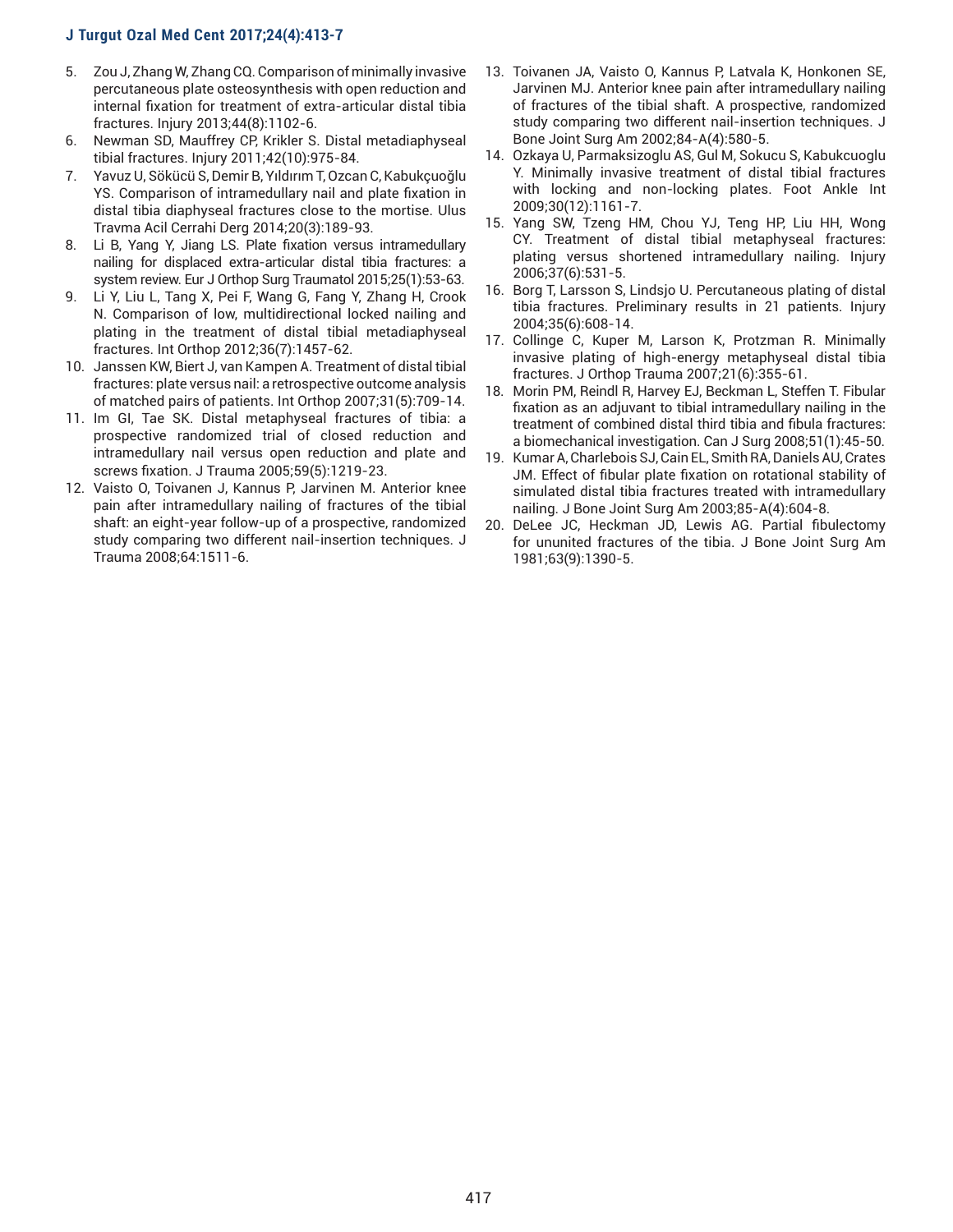5. Zou J, Zhang W, Zhang CQ. Comparison of minimally invasive percutaneous plate osteosynthesis with open reduction and internal fixation for treatment of extra-articular distal tibia fractures. Injury 2013;44(8):1102-6.
6. Newman SD, Mauffrey CP, Krikler S. Distal metadiaphyseal tibial fractures. Injury 2011;42(10):975-84.
7. Yavuz U, Sökücü S, Demir B, Yıldırım T, Ozcan C, Kabukçuoğlu YS. Comparison of intramedullary nail and plate fixation in distal tibia diaphyseal fractures close to the mortise. Ulus Travma Acil Cerrahi Derg 2014;20(3):189-93.
8. Li B, Yang Y, Jiang LS. Plate fixation versus intramedullary nailing for displaced extra-articular distal tibia fractures: a system review. Eur J Orthop Surg Traumatol 2015;25(1):53-63.
9. Li Y, Liu L, Tang X, Pei F, Wang G, Fang Y, Zhang H, Crook N. Comparison of low, multidirectional locked nailing and plating in the treatment of distal tibial metadiaphyseal fractures. Int Orthop 2012;36(7):1457-62.
10. Janssen KW, Biert J, van Kampen A. Treatment of distal tibial fractures: plate versus nail: a retrospective outcome analysis of matched pairs of patients. Int Orthop 2007;31(5):709-14.
11. Im GI, Tae SK. Distal metaphyseal fractures of tibia: a prospective randomized trial of closed reduction and intramedullary nail versus open reduction and plate and screws fixation. J Trauma 2005;59(5):1219-23.
12. Vaisto O, Toivanen J, Kannus P, Jarvinen M. Anterior knee pain after intramedullary nailing of fractures of the tibial shaft: an eight-year follow-up of a prospective, randomized study comparing two different nail-insertion techniques. J Trauma 2008;64:1511-6.
13. Toivanen JA, Vaisto O, Kannus P, Latvala K, Honkonen SE, Jarvinen MJ. Anterior knee pain after intramedullary nailing of fractures of the tibial shaft. A prospective, randomized study comparing two different nail-insertion techniques. J Bone Joint Surg Am 2002;84-A(4):580-5.
14. Ozkaya U, Parmaksizoglu AS, Gul M, Sokucu S, Kabukcuoglu Y. Minimally invasive treatment of distal tibial fractures with locking and non-locking plates. Foot Ankle Int 2009;30(12):1161-7.
15. Yang SW, Tzeng HM, Chou YJ, Teng HP, Liu HH, Wong CY. Treatment of distal tibial metaphyseal fractures: plating versus shortened intramedullary nailing. Injury 2006;37(6):531-5.
16. Borg T, Larsson S, Lindsjo U. Percutaneous plating of distal tibia fractures. Preliminary results in 21 patients. Injury 2004;35(6):608-14.
17. Collinge C, Kuper M, Larson K, Protzman R. Minimally invasive plating of high-energy metaphyseal distal tibia fractures. J Orthop Trauma 2007;21(6):355-61.
18. Morin PM, Reindl R, Harvey EJ, Beckman L, Steffen T. Fibular fixation as an adjuvant to tibial intramedullary nailing in the treatment of combined distal third tibia and fibula fractures: a biomechanical investigation. Can J Surg 2008;51(1):45-50.
19. Kumar A, Charlebois SJ, Cain EL, Smith RA, Daniels AU, Crates JM. Effect of fibular plate fixation on rotational stability of simulated distal tibia fractures treated with intramedullary nailing. J Bone Joint Surg Am 2003;85-A(4):604-8.
20. DeLee JC, Heckman JD, Lewis AG. Partial fibulectomy for ununited fractures of the tibia. J Bone Joint Surg Am 1981;63(9):1390-5.